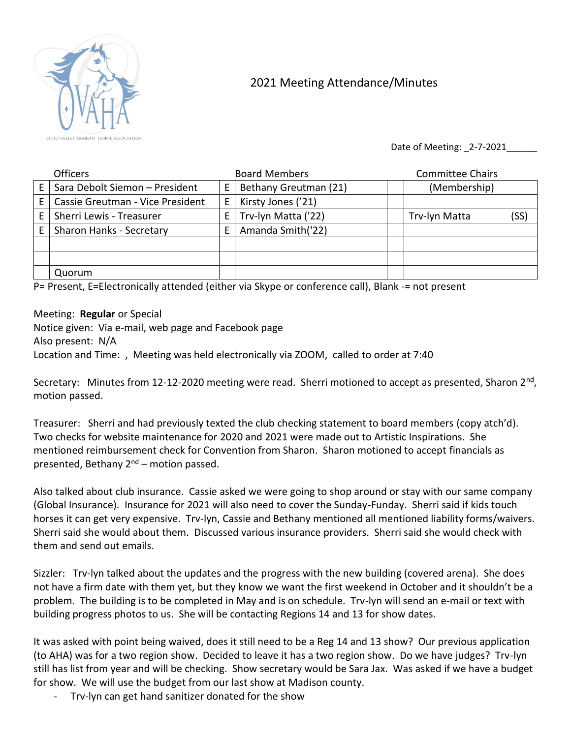OHIO VALLEY ARABIAN HORSE ASSOCIATION

# 2021 Meeting Attendance/Minutes

Date of Meeting: _2-7-2021______

| | Officers | | Board Members | | Committee Chairs |
|---|---|---|---|---|---|
| E | Sara Debolt Siemon – President | E | Bethany Greutman (21) | | (Membership) |
| E | Cassie Greutman - Vice President | E | Kirsty Jones ('21) | | |
| E | Sherri Lewis - Treasurer | E | Trv-lyn Matta ('22) | | Trv-lyn Matta (SS) |
| E | Sharon Hanks - Secretary | E | Amanda Smith('22) | | |
| | | | | | |
| | | | | | |
| | Quorum | | | | |

P= Present, E=Electronically attended (either via Skype or conference call), Blank -= not present

Meeting: **Regular** or Special
Notice given: Via e-mail, web page and Facebook page
Also present: N/A
Location and Time: , Meeting was held electronically via ZOOM, called to order at 7:40

Secretary: Minutes from 12-12-2020 meeting were read. Sherri motioned to accept as presented, Sharon 2nd, motion passed.

Treasurer: Sherri and had previously texted the club checking statement to board members (copy atch'd). Two checks for website maintenance for 2020 and 2021 were made out to Artistic Inspirations. She mentioned reimbursement check for Convention from Sharon. Sharon motioned to accept financials as presented, Bethany 2nd – motion passed.

Also talked about club insurance. Cassie asked we were going to shop around or stay with our same company (Global Insurance). Insurance for 2021 will also need to cover the Sunday-Funday. Sherri said if kids touch horses it can get very expensive. Trv-lyn, Cassie and Bethany mentioned all mentioned liability forms/waivers. Sherri said she would about them. Discussed various insurance providers. Sherri said she would check with them and send out emails.

Sizzler: Trv-lyn talked about the updates and the progress with the new building (covered arena). She does not have a firm date with them yet, but they know we want the first weekend in October and it shouldn't be a problem. The building is to be completed in May and is on schedule. Trv-lyn will send an e-mail or text with building progress photos to us. She will be contacting Regions 14 and 13 for show dates.

It was asked with point being waived, does it still need to be a Reg 14 and 13 show? Our previous application (to AHA) was for a two region show. Decided to leave it has a two region show. Do we have judges? Trv-lyn still has list from year and will be checking. Show secretary would be Sara Jax. Was asked if we have a budget for show. We will use the budget from our last show at Madison county.

- Trv-lyn can get hand sanitizer donated for the show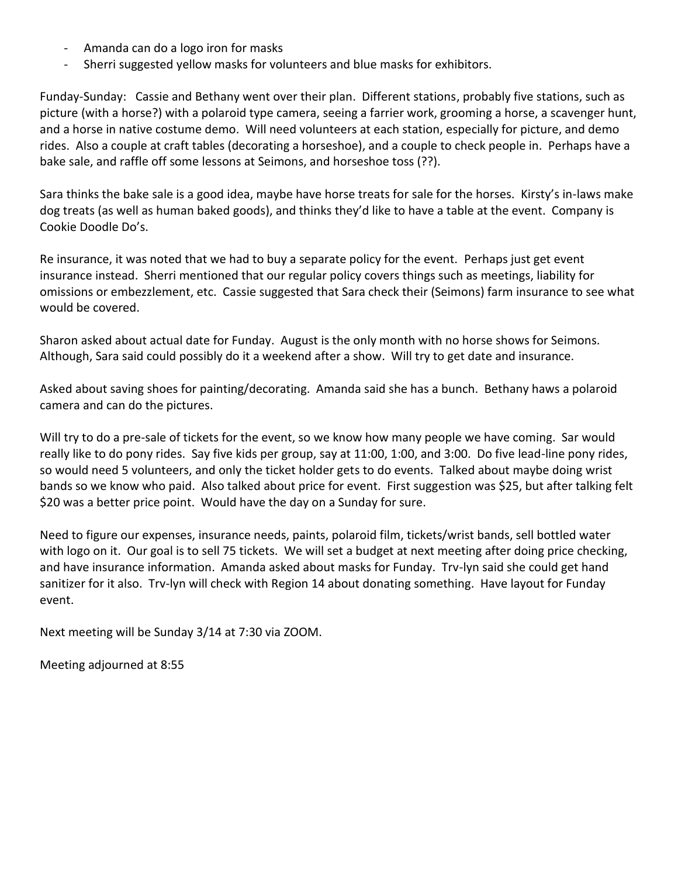- Amanda can do a logo iron for masks
- Sherri suggested yellow masks for volunteers and blue masks for exhibitors.

Funday-Sunday: Cassie and Bethany went over their plan. Different stations, probably five stations, such as picture (with a horse?) with a polaroid type camera, seeing a farrier work, grooming a horse, a scavenger hunt, and a horse in native costume demo. Will need volunteers at each station, especially for picture, and demo rides. Also a couple at craft tables (decorating a horseshoe), and a couple to check people in. Perhaps have a bake sale, and raffle off some lessons at Seimons, and horseshoe toss (??).

Sara thinks the bake sale is a good idea, maybe have horse treats for sale for the horses. Kirsty's in-laws make dog treats (as well as human baked goods), and thinks they'd like to have a table at the event. Company is Cookie Doodle Do's.

Re insurance, it was noted that we had to buy a separate policy for the event. Perhaps just get event insurance instead. Sherri mentioned that our regular policy covers things such as meetings, liability for omissions or embezzlement, etc. Cassie suggested that Sara check their (Seimons) farm insurance to see what would be covered.

Sharon asked about actual date for Funday. August is the only month with no horse shows for Seimons. Although, Sara said could possibly do it a weekend after a show. Will try to get date and insurance.

Asked about saving shoes for painting/decorating. Amanda said she has a bunch. Bethany haws a polaroid camera and can do the pictures.

Will try to do a pre-sale of tickets for the event, so we know how many people we have coming. Sar would really like to do pony rides. Say five kids per group, say at 11:00, 1:00, and 3:00. Do five lead-line pony rides, so would need 5 volunteers, and only the ticket holder gets to do events. Talked about maybe doing wrist bands so we know who paid. Also talked about price for event. First suggestion was $25, but after talking felt $20 was a better price point. Would have the day on a Sunday for sure.

Need to figure our expenses, insurance needs, paints, polaroid film, tickets/wrist bands, sell bottled water with logo on it. Our goal is to sell 75 tickets. We will set a budget at next meeting after doing price checking, and have insurance information. Amanda asked about masks for Funday. Trv-lyn said she could get hand sanitizer for it also. Trv-lyn will check with Region 14 about donating something. Have layout for Funday event.

Next meeting will be Sunday 3/14 at 7:30 via ZOOM.

Meeting adjourned at 8:55